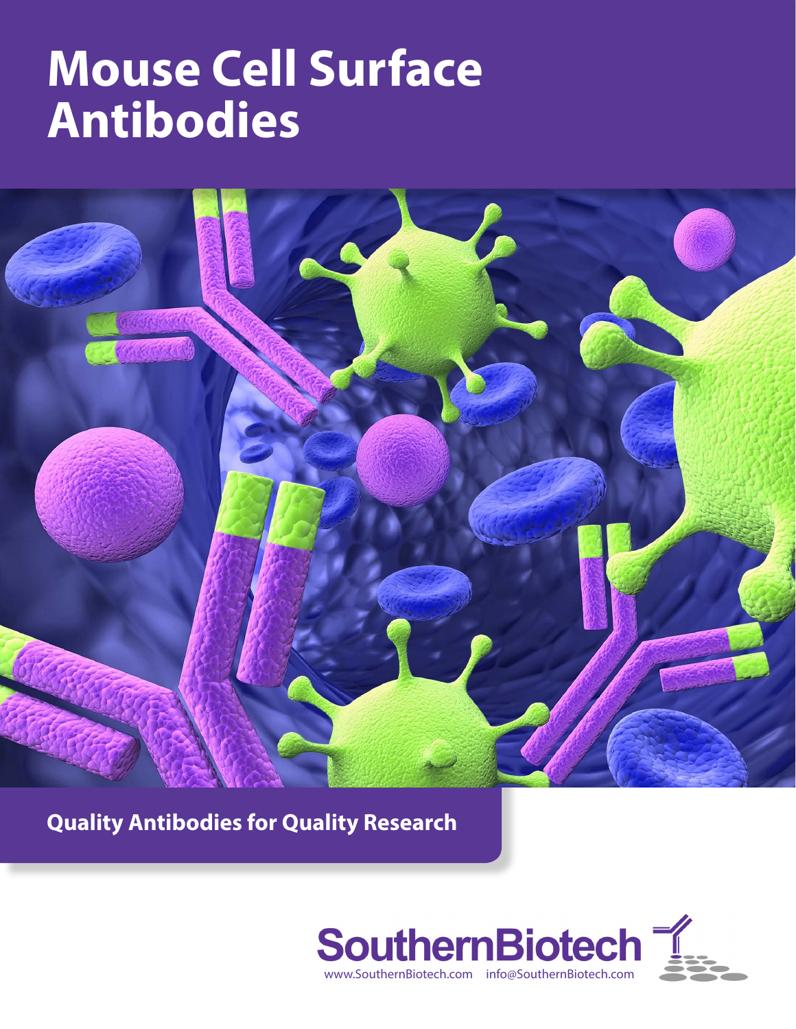# Mouse Cell Surface Antibodies

**Quality Antibodies for Quality Research**

SouthernBiotech

www.SouthernBiotech.com info@SouthernBiotech.com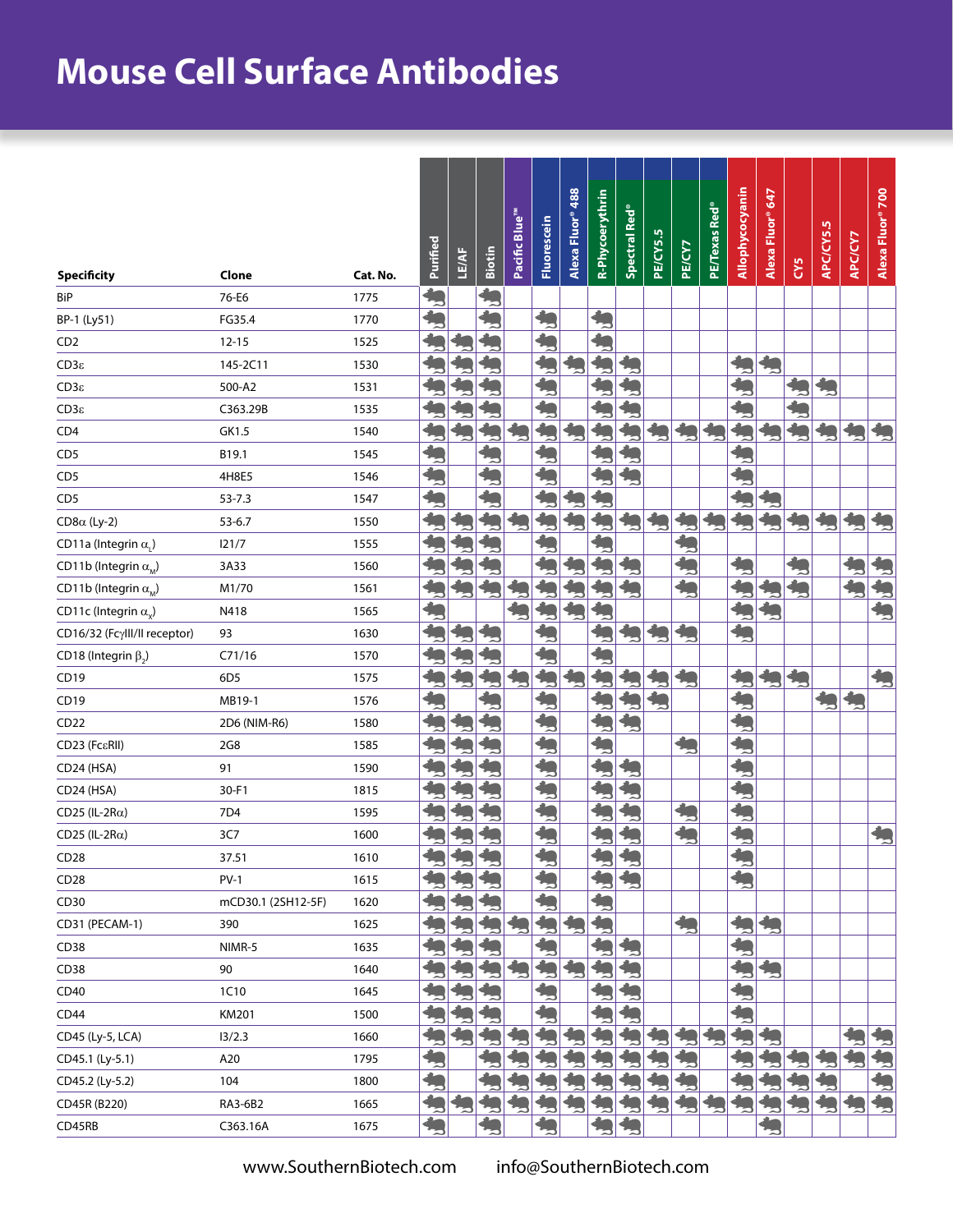# Mouse Cell Surface Antibodies

| Specificity | Clone | Cat. No. | Purified | LE/AF | Biotin | Pacific Blue™ | Fluorescein | Alexa Fluor® 488 | R-Phycoerythrin | Spectral Red® | PE/CY5.5 | PE/CY7 | PE/Texas Red® | Allophycocyanin | Alexa Fluor® 647 | CY5 | APC/CY5.5 | APC/CY7 | Alexa Fluor® 700 |
|---|---|---|---|---|---|---|---|---|---|---|---|---|---|---|---|---|---|---|---|
| BiP | 76-E6 | 1775 | ✓ | | | | | | | | | | | | | | | | |
| BP-1 (Ly51) | FG35.4 | 1770 | ✓ | | ✓ | | ✓ | | ✓ | | | | | | | | | | |
| CD2 | 12-15 | 1525 | ✓ | ✓ | ✓ | | ✓ | | ✓ | | | | | | | | | | |
| CD3ε | 145-2C11 | 1530 | ✓ | ✓ | ✓ | | ✓ | ✓ | ✓ | ✓ | | | | ✓ | ✓ | | | | |
| CD3ε | 500-A2 | 1531 | ✓ | ✓ | ✓ | | ✓ | | ✓ | ✓ | | | | ✓ | | ✓ | ✓ | | |
| CD3ε | C363.29B | 1535 | ✓ | ✓ | ✓ | | ✓ | | ✓ | ✓ | | | | ✓ | | ✓ | | | |
| CD4 | GK1.5 | 1540 | ✓ | ✓ | ✓ | ✓ | ✓ | ✓ | ✓ | ✓ | ✓ | ✓ | ✓ | ✓ | ✓ | ✓ | ✓ | ✓ | ✓ |
| CD5 | B19.1 | 1545 | ✓ | | ✓ | | ✓ | | ✓ | ✓ | | | | ✓ | | | | | |
| CD5 | 4H8E5 | 1546 | ✓ | | ✓ | | ✓ | | ✓ | ✓ | | | | ✓ | | | | | |
| CD5 | 53-7.3 | 1547 | ✓ | | ✓ | | ✓ | ✓ | ✓ | | | | | ✓ | ✓ | | | | |
| CD8α (Ly-2) | 53-6.7 | 1550 | ✓ | ✓ | ✓ | ✓ | ✓ | ✓ | ✓ | ✓ | ✓ | ✓ | ✓ | ✓ | ✓ | ✓ | ✓ | ✓ | ✓ |
| CD11a (Integrin $\alpha_L$) | I21/7 | 1555 | ✓ | ✓ | ✓ | | ✓ | | ✓ | | | ✓ | | | | | | | |
| CD11b (Integrin $\alpha_M$) | 3A33 | 1560 | ✓ | ✓ | ✓ | | ✓ | ✓ | ✓ | ✓ | | ✓ | | ✓ | | ✓ | | ✓ | ✓ |
| CD11b (Integrin $\alpha_M$) | M1/70 | 1561 | ✓ | ✓ | ✓ | ✓ | ✓ | ✓ | ✓ | ✓ | | ✓ | | ✓ | ✓ | ✓ | | ✓ | ✓ |
| CD11c (Integrin $\alpha_X$) | N418 | 1565 | ✓ | | | ✓ | ✓ | ✓ | ✓ | | | | | ✓ | ✓ | | | | ✓ |
| CD16/32 (FcγIII/II receptor) | 93 | 1630 | ✓ | ✓ | ✓ | | ✓ | | ✓ | ✓ | ✓ | ✓ | | ✓ | | | | | |
| CD18 (Integrin $\beta_2$) | C71/16 | 1570 | ✓ | ✓ | ✓ | | ✓ | | ✓ | | | | | | | | | | |
| CD19 | 6D5 | 1575 | ✓ | ✓ | ✓ | ✓ | ✓ | ✓ | ✓ | ✓ | ✓ | ✓ | | ✓ | ✓ | ✓ | | | ✓ |
| CD19 | MB19-1 | 1576 | ✓ | | ✓ | | ✓ | | ✓ | ✓ | ✓ | | | ✓ | | | ✓ | ✓ | |
| CD22 | 2D6 (NIM-R6) | 1580 | ✓ | ✓ | ✓ | | ✓ | | ✓ | ✓ | | | | ✓ | | | | | |
| CD23 (FcεRII) | 2G8 | 1585 | ✓ | ✓ | ✓ | | ✓ | | ✓ | | | ✓ | | ✓ | | | | | |
| CD24 (HSA) | 91 | 1590 | ✓ | ✓ | ✓ | | ✓ | | ✓ | ✓ | | | | ✓ | | | | | |
| CD24 (HSA) | 30-F1 | 1815 | ✓ | ✓ | ✓ | | ✓ | | ✓ | ✓ | | | | ✓ | | | | | |
| CD25 (IL-2Rα) | 7D4 | 1595 | ✓ | ✓ | ✓ | | ✓ | | ✓ | ✓ | | ✓ | | ✓ | | | | | |
| CD25 (IL-2Rα) | 3C7 | 1600 | ✓ | ✓ | ✓ | | ✓ | | ✓ | ✓ | | ✓ | | ✓ | | | | | ✓ |
| CD28 | 37.51 | 1610 | ✓ | ✓ | ✓ | | ✓ | | ✓ | ✓ | | | | ✓ | | | | | |
| CD28 | PV-1 | 1615 | ✓ | ✓ | ✓ | | ✓ | | ✓ | ✓ | | | | ✓ | | | | | |
| CD30 | mCD30.1 (2SH12-5F) | 1620 | ✓ | ✓ | ✓ | | ✓ | | ✓ | | | | | | | | | | |
| CD31 (PECAM-1) | 390 | 1625 | ✓ | ✓ | ✓ | ✓ | ✓ | ✓ | ✓ | | | ✓ | | ✓ | ✓ | | | | |
| CD38 | NIMR-5 | 1635 | ✓ | ✓ | ✓ | | ✓ | | ✓ | ✓ | | | | ✓ | | | | | |
| CD38 | 90 | 1640 | ✓ | ✓ | ✓ | ✓ | ✓ | ✓ | ✓ | ✓ | | | | ✓ | ✓ | | | | |
| CD40 | 1C10 | 1645 | ✓ | ✓ | ✓ | | ✓ | | ✓ | ✓ | | | | ✓ | | | | | |
| CD44 | KM201 | 1500 | ✓ | ✓ | ✓ | | ✓ | | ✓ | ✓ | | | | ✓ | | | | | |
| CD45 (Ly-5, LCA) | I3/2.3 | 1660 | ✓ | ✓ | ✓ | ✓ | ✓ | ✓ | ✓ | ✓ | ✓ | ✓ | ✓ | ✓ | ✓ | | | ✓ | ✓ |
| CD45.1 (Ly-5.1) | A20 | 1795 | ✓ | | ✓ | ✓ | ✓ | ✓ | ✓ | ✓ | ✓ | ✓ | | ✓ | ✓ | ✓ | ✓ | ✓ | ✓ |
| CD45.2 (Ly-5.2) | 104 | 1800 | ✓ | | ✓ | ✓ | ✓ | ✓ | ✓ | ✓ | ✓ | ✓ | | ✓ | ✓ | ✓ | ✓ | | ✓ |
| CD45R (B220) | RA3-6B2 | 1665 | ✓ | ✓ | ✓ | ✓ | ✓ | ✓ | ✓ | ✓ | ✓ | ✓ | ✓ | ✓ | ✓ | ✓ | ✓ | ✓ | ✓ |
| CD45RB | C363.16A | 1675 | ✓ | | ✓ | | ✓ | | ✓ | ✓ | | | | | ✓ | | | | |

www.SouthernBiotech.com info@SouthernBiotech.com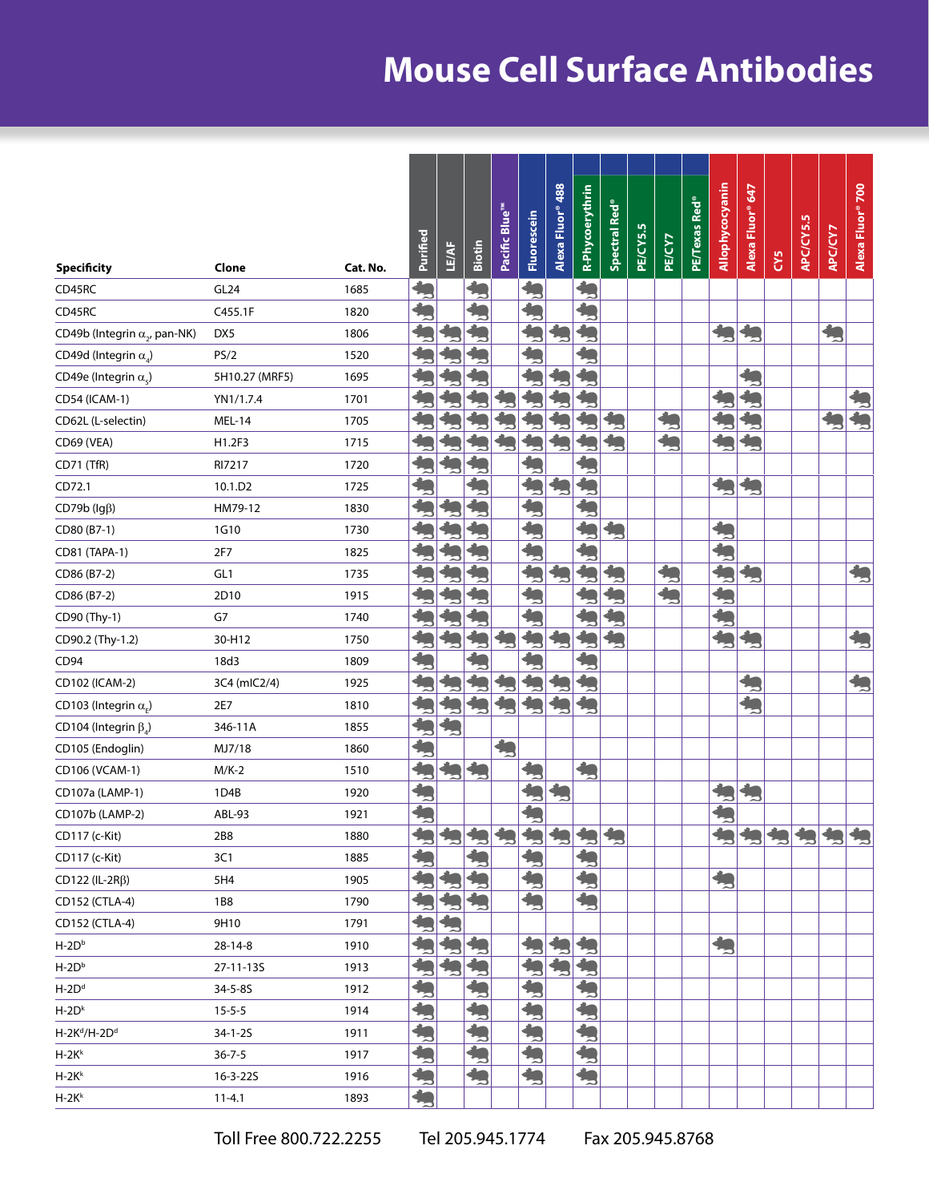# Mouse Cell Surface Antibodies

| Specificity | Clone | Cat. No. | Purified | LE/AF | Biotin | Pacific Blue™ | Fluorescein | Alexa Fluor® 488 | R-Phycoerythrin | Spectral Red® | PE/CY5.5 | PE/CY7 | PE/Texas Red® | Allophycocyanin | Alexa Fluor® 647 | CY5 | APC/CY5.5 | APC/CY7 | Alexa Fluor® 700 |
|---|---|---|---|---|---|---|---|---|---|---|---|---|---|---|---|---|---|---|---|
| CD45RC | GL24 | 1685 | ✓ | | ✓ | | ✓ | | ✓ | | | | | | | | | | |
| CD45RC | C455.1F | 1820 | ✓ | | ✓ | | ✓ | | ✓ | | | | | | | | | | |
| CD49b (Integrin $\alpha_2$, pan-NK) | DX5 | 1806 | ✓ | ✓ | ✓ | | ✓ | ✓ | ✓ | | | | | ✓ | ✓ | | | ✓ | |
| CD49d (Integrin $\alpha_4$) | PS/2 | 1520 | ✓ | ✓ | ✓ | | ✓ | | ✓ | | | | | | | | | | |
| CD49e (Integrin $\alpha_5$) | 5H10.27 (MRF5) | 1695 | ✓ | ✓ | ✓ | | ✓ | ✓ | ✓ | | | | | | ✓ | | | | |
| CD54 (ICAM-1) | YN1/1.7.4 | 1701 | ✓ | ✓ | ✓ | ✓ | ✓ | ✓ | ✓ | | | | | ✓ | ✓ | | | | ✓ |
| CD62L (L-selectin) | MEL-14 | 1705 | ✓ | ✓ | ✓ | ✓ | ✓ | ✓ | ✓ | ✓ | | ✓ | | ✓ | ✓ | | | ✓ | ✓ |
| CD69 (VEA) | H1.2F3 | 1715 | ✓ | ✓ | ✓ | ✓ | ✓ | ✓ | ✓ | ✓ | | ✓ | | ✓ | ✓ | | | | |
| CD71 (TfR) | RI7217 | 1720 | ✓ | ✓ | ✓ | | ✓ | | ✓ | | | | | | | | | | |
| CD72.1 | 10.1.D2 | 1725 | ✓ | | ✓ | | ✓ | ✓ | ✓ | | | | | ✓ | ✓ | | | | |
| CD79b (Igβ) | HM79-12 | 1830 | ✓ | ✓ | ✓ | | ✓ | | ✓ | | | | | | | | | | |
| CD80 (B7-1) | 1G10 | 1730 | ✓ | ✓ | ✓ | | ✓ | | ✓ | ✓ | | | | ✓ | | | | | |
| CD81 (TAPA-1) | 2F7 | 1825 | ✓ | ✓ | ✓ | | ✓ | | ✓ | | | | | ✓ | | | | | |
| CD86 (B7-2) | GL1 | 1735 | ✓ | ✓ | ✓ | | ✓ | ✓ | ✓ | ✓ | | ✓ | | ✓ | ✓ | | | | ✓ |
| CD86 (B7-2) | 2D10 | 1915 | ✓ | ✓ | ✓ | | ✓ | | ✓ | ✓ | | ✓ | | ✓ | | | | | |
| CD90 (Thy-1) | G7 | 1740 | ✓ | ✓ | ✓ | | ✓ | | ✓ | ✓ | | | | ✓ | | | | | |
| CD90.2 (Thy-1.2) | 30-H12 | 1750 | ✓ | ✓ | ✓ | ✓ | ✓ | ✓ | ✓ | ✓ | | | | ✓ | ✓ | | | | ✓ |
| CD94 | 18d3 | 1809 | ✓ | | ✓ | | ✓ | | ✓ | | | | | | | | | | |
| CD102 (ICAM-2) | 3C4 (mIC2/4) | 1925 | ✓ | ✓ | ✓ | ✓ | ✓ | ✓ | ✓ | | | | | | ✓ | | | | ✓ |
| CD103 (Integrin $\alpha_E$) | 2E7 | 1810 | ✓ | ✓ | ✓ | ✓ | ✓ | ✓ | ✓ | | | | | | ✓ | | | | |
| CD104 (Integrin $\beta_4$) | 346-11A | 1855 | ✓ | ✓ | | | | | | | | | | | | | | | |
| CD105 (Endoglin) | MJ7/18 | 1860 | ✓ | | | ✓ | | | | | | | | | | | | | |
| CD106 (VCAM-1) | M/K-2 | 1510 | ✓ | ✓ | ✓ | | ✓ | | ✓ | | | | | | | | | | |
| CD107a (LAMP-1) | 1D4B | 1920 | ✓ | | | | ✓ | ✓ | | | | | | ✓ | ✓ | | | | |
| CD107b (LAMP-2) | ABL-93 | 1921 | ✓ | | | | ✓ | | | | | | | ✓ | | | | | |
| CD117 (c-Kit) | 2B8 | 1880 | ✓ | ✓ | ✓ | ✓ | ✓ | ✓ | ✓ | ✓ | | | | ✓ | ✓ | ✓ | ✓ | ✓ | ✓ |
| CD117 (c-Kit) | 3C1 | 1885 | ✓ | | ✓ | | ✓ | | ✓ | | | | | | | | | | |
| CD122 (IL-2Rβ) | 5H4 | 1905 | ✓ | ✓ | ✓ | | ✓ | | ✓ | | | | | ✓ | | | | | |
| CD152 (CTLA-4) | 1B8 | 1790 | ✓ | ✓ | ✓ | | ✓ | | ✓ | | | | | | | | | | |
| CD152 (CTLA-4) | 9H10 | 1791 | ✓ | ✓ | | | | | | | | | | | | | | | |
| H-2D$^b$ | 28-14-8 | 1910 | ✓ | ✓ | ✓ | | ✓ | ✓ | ✓ | | | | | ✓ | | | | | |
| H-2D$^b$ | 27-11-13S | 1913 | ✓ | ✓ | ✓ | | ✓ | ✓ | ✓ | | | | | | | | | | |
| H-2D$^d$ | 34-5-8S | 1912 | ✓ | | ✓ | | ✓ | | ✓ | | | | | | | | | | |
| H-2D$^k$ | 15-5-5 | 1914 | ✓ | | ✓ | | ✓ | | ✓ | | | | | | | | | | |
| H-2K$^d$/H-2D$^d$ | 34-1-2S | 1911 | ✓ | | ✓ | | ✓ | | ✓ | | | | | | | | | | |
| H-2K$^k$ | 36-7-5 | 1917 | ✓ | | ✓ | | ✓ | | ✓ | | | | | | | | | | |
| H-2K$^k$ | 16-3-22S | 1916 | ✓ | | ✓ | | ✓ | | ✓ | | | | | | | | | | |
| H-2K$^k$ | 11-4.1 | 1893 | ✓ | | | | | | | | | | | | | | | | |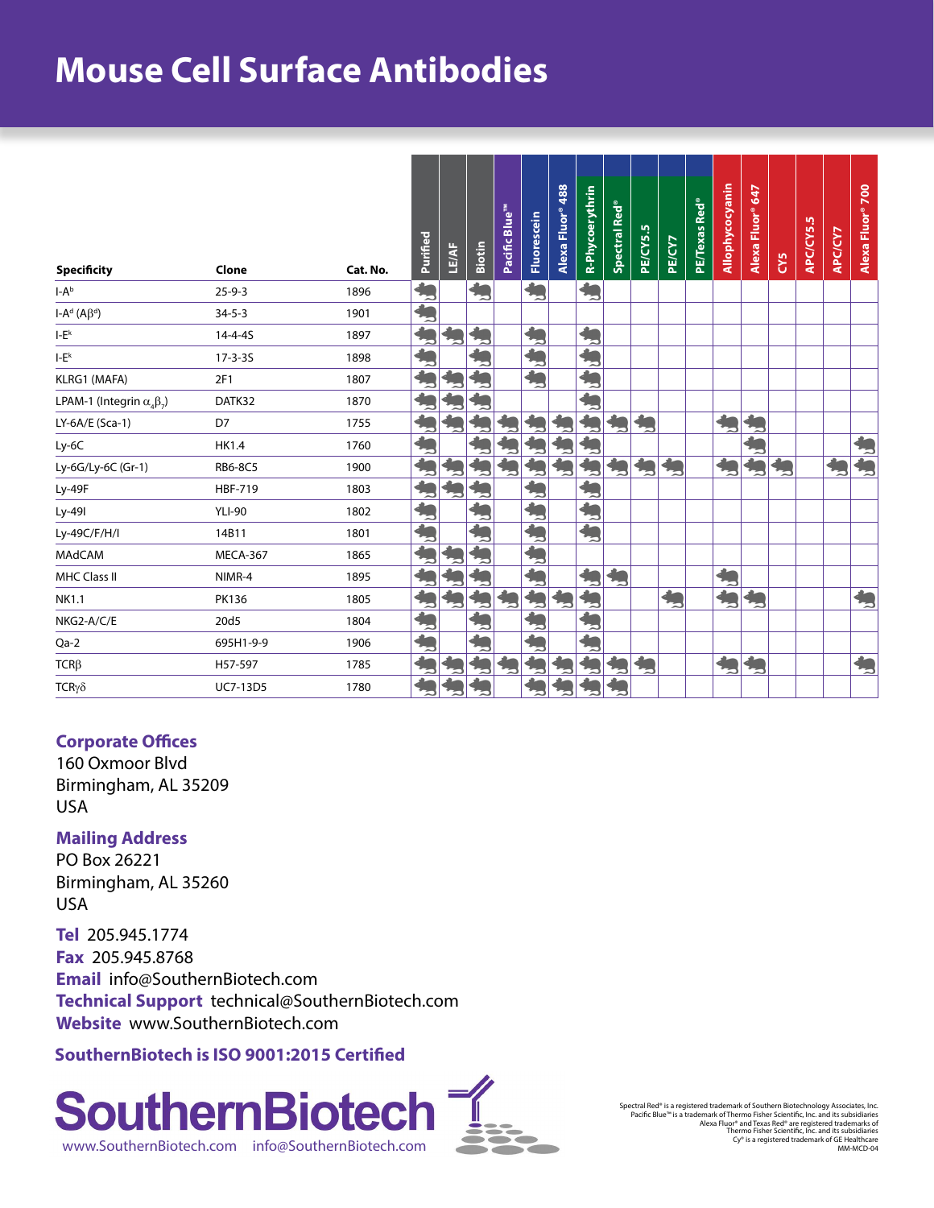# Mouse Cell Surface Antibodies

| Specificity | Clone | Cat. No. | Purified | LE/AF | Biotin | Pacific Blue™ | Fluorescein | Alexa Fluor® 488 | R-Phycoerythrin | Spectral Red® | PE/CY5.5 | PE/CY7 | PE/Texas Red® | Allophycocyanin | Alexa Fluor® 647 | CY5 | APC/CY5.5 | APC/CY7 | Alexa Fluor® 700 |
|---|---|---|---|---|---|---|---|---|---|---|---|---|---|---|---|---|---|---|---|
| I-A$^{b}$ | 25-9-3 | 1896 | ✓ | | ✓ | | ✓ | | ✓ | | | | | | | | | | |
| I-A$^{d}$ (A$\beta^{d}$) | 34-5-3 | 1901 | ✓ | | | | | | | | | | | | | | | | |
| I-E$^{k}$ | 14-4-4S | 1897 | ✓ | ✓ | ✓ | | ✓ | | ✓ | | | | | | | | | | |
| I-E$^{k}$ | 17-3-3S | 1898 | ✓ | | ✓ | | ✓ | | ✓ | | | | | | | | | | |
| KLRG1 (MAFA) | 2F1 | 1807 | ✓ | ✓ | ✓ | | ✓ | | ✓ | | | | | | | | | | |
| LPAM-1 (Integrin $\alpha_4\beta_7$) | DATK32 | 1870 | ✓ | ✓ | ✓ | | | | ✓ | | | | | | | | | | |
| LY-6A/E (Sca-1) | D7 | 1755 | ✓ | ✓ | ✓ | ✓ | ✓ | ✓ | ✓ | ✓ | ✓ | | | ✓ | ✓ | | | | |
| Ly-6C | HK1.4 | 1760 | ✓ | | ✓ | ✓ | ✓ | ✓ | ✓ | | | | | | ✓ | | | | ✓ |
| Ly-6G/Ly-6C (Gr-1) | RB6-8C5 | 1900 | ✓ | ✓ | ✓ | ✓ | ✓ | ✓ | ✓ | ✓ | ✓ | ✓ | | ✓ | ✓ | ✓ | | ✓ | ✓ |
| Ly-49F | HBF-719 | 1803 | ✓ | ✓ | ✓ | | ✓ | | ✓ | | | | | | | | | | |
| Ly-49I | YLI-90 | 1802 | ✓ | | ✓ | | ✓ | | ✓ | | | | | | | | | | |
| Ly-49C/F/H/I | 14B11 | 1801 | ✓ | | ✓ | | ✓ | | ✓ | | | | | | | | | | |
| MAdCAM | MECA-367 | 1865 | ✓ | ✓ | ✓ | | ✓ | | | | | | | | | | | | |
| MHC Class II | NIMR-4 | 1895 | ✓ | ✓ | ✓ | | ✓ | | ✓ | ✓ | | | | ✓ | | | | | |
| NK1.1 | PK136 | 1805 | ✓ | ✓ | ✓ | ✓ | ✓ | ✓ | ✓ | | | ✓ | | ✓ | ✓ | | | | ✓ |
| NKG2-A/C/E | 20d5 | 1804 | ✓ | | ✓ | | ✓ | | ✓ | | | | | | | | | | |
| Qa-2 | 695H1-9-9 | 1906 | ✓ | | ✓ | | ✓ | | ✓ | | | | | | | | | | |
| TCR$\beta$ | H57-597 | 1785 | ✓ | ✓ | ✓ | ✓ | ✓ | ✓ | ✓ | ✓ | ✓ | | | ✓ | ✓ | | | | ✓ |
| TCR$\gamma\delta$ | UC7-13D5 | 1780 | ✓ | ✓ | ✓ | | ✓ | ✓ | ✓ | ✓ | | | | | | | | | |

### Corporate Offices
160 Oxmoor Blvd
Birmingham, AL 35209
USA

### Mailing Address
PO Box 26221
Birmingham, AL 35260
USA

**Tel** 205.945.1774
**Fax** 205.945.8768
**Email** info@SouthernBiotech.com
**Technical Support** technical@SouthernBiotech.com
**Website** www.SouthernBiotech.com

**SouthernBiotech is ISO 9001:2015 Certified**

SouthernBiotech
www.SouthernBiotech.com info@SouthernBiotech.com

Spectral Red® is a registered trademark of Southern Biotechnology Associates, Inc.
Pacific Blue™ is a trademark of Thermo Fisher Scientific, Inc. and its subsidiaries
Alexa Fluor® and Texas Red® are registered trademarks of Thermo Fisher Scientific, Inc. and its subsidiaries
Cy® is a registered trademark of GE Healthcare
MM-MCD-04